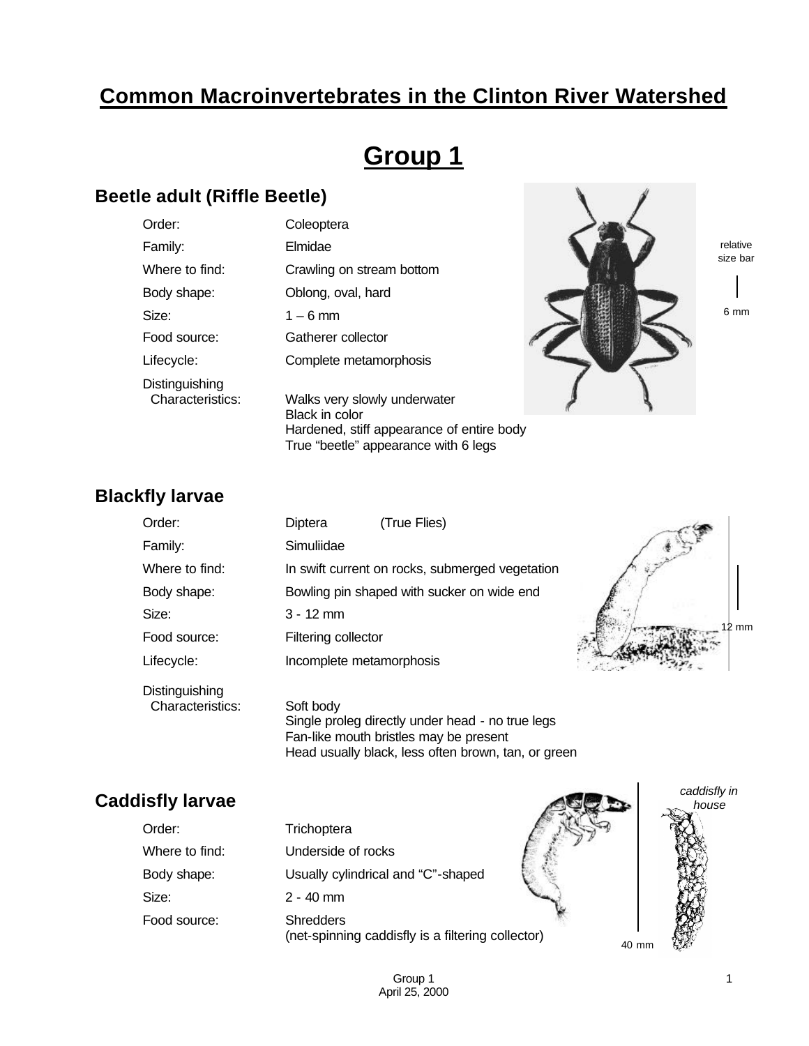# Common Macroinvertebrates in the Clinton River Watershed

# Group 1

## Beetle adult (Riffle Beetle)

| | |
|---|---|
| Order: | Coleoptera |
| Family: | Elmidae |
| Where to find: | Crawling on stream bottom |
| Body shape: | Oblong, oval, hard |
| Size: | 1 – 6 mm |
| Food source: | Gatherer collector |
| Lifecycle: | Complete metamorphosis |
| Distinguishing Characteristics: | Walks very slowly underwater<br>Black in color<br>Hardened, stiff appearance of entire body<br>True "beetle" appearance with 6 legs |

relative size bar

6 mm

## Blackfly larvae

| | |
|---|---|
| Order: | Diptera (True Flies) |
| Family: | Simuliidae |
| Where to find: | In swift current on rocks, submerged vegetation |
| Body shape: | Bowling pin shaped with sucker on wide end |
| Size: | 3 - 12 mm |
| Food source: | Filtering collector |
| Lifecycle: | Incomplete metamorphosis |
| Distinguishing Characteristics: | Soft body<br>Single proleg directly under head - no true legs<br>Fan-like mouth bristles may be present<br>Head usually black, less often brown, tan, or green |

12 mm

## Caddisfly larvae

| | |
|---|---|
| Order: | Trichoptera |
| Where to find: | Underside of rocks |
| Body shape: | Usually cylindrical and "C"-shaped |
| Size: | 2 - 40 mm |
| Food source: | Shredders<br>(net-spinning caddisfly is a filtering collector) |

40 mm

*caddisfly in house*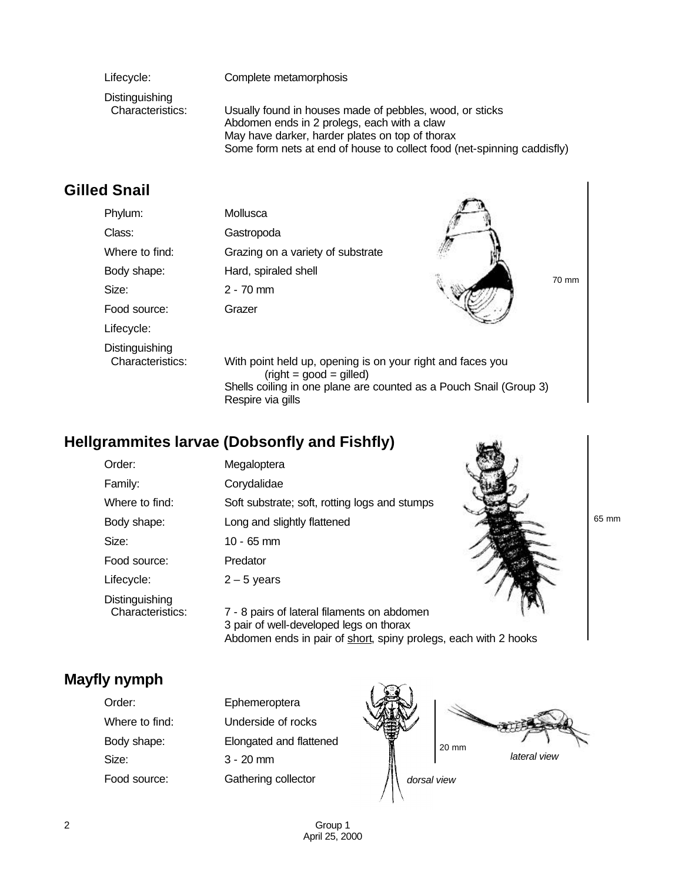Lifecycle: Complete metamorphosis

Distinguishing Characteristics: Usually found in houses made of pebbles, wood, or sticks
Abdomen ends in 2 prolegs, each with a claw
May have darker, harder plates on top of thorax
Some form nets at end of house to collect food (net-spinning caddisfly)

## Gilled Snail

| | |
|---|---|
| Phylum: | Mollusca |
| Class: | Gastropoda |
| Where to find: | Grazing on a variety of substrate |
| Body shape: | Hard, spiraled shell |
| Size: | 2 - 70 mm |
| Food source: | Grazer |
| Lifecycle: | |
| Distinguishing Characteristics: | With point held up, opening is on your right and faces you (right = good = gilled)<br>Shells coiling in one plane are counted as a Pouch Snail (Group 3)<br>Respire via gills |

70 mm

## Hellgrammites larvae (Dobsonfly and Fishfly)

| | |
|---|---|
| Order: | Megaloptera |
| Family: | Corydalidae |
| Where to find: | Soft substrate; soft, rotting logs and stumps |
| Body shape: | Long and slightly flattened |
| Size: | 10 - 65 mm |
| Food source: | Predator |
| Lifecycle: | 2 – 5 years |
| Distinguishing Characteristics: | 7 - 8 pairs of lateral filaments on abdomen<br>3 pair of well-developed legs on thorax<br>Abdomen ends in pair of short, spiny prolegs, each with 2 hooks |

65 mm

## Mayfly nymph

| | |
|---|---|
| Order: | Ephemeroptera |
| Where to find: | Underside of rocks |
| Body shape: | Elongated and flattened |
| Size: | 3 - 20 mm |
| Food source: | Gathering collector |

20 mm

*dorsal view*

*lateral view*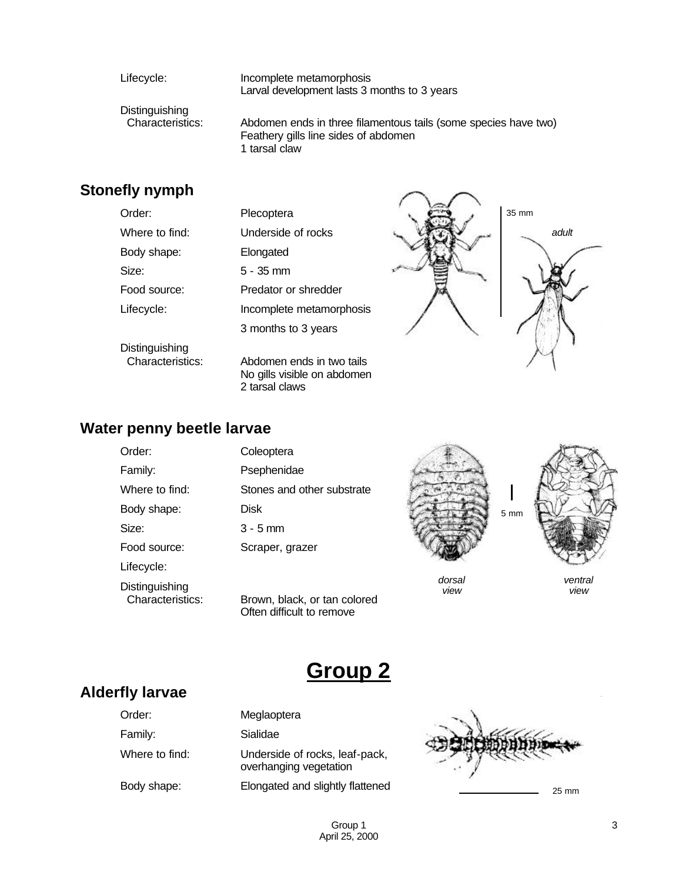| | |
|---|---|
| Lifecycle: | Incomplete metamorphosis<br>Larval development lasts 3 months to 3 years |
| Distinguishing Characteristics: | Abdomen ends in three filamentous tails (some species have two)<br>Feathery gills line sides of abdomen<br>1 tarsal claw |

## Stonefly nymph

| | |
|---|---|
| Order: | Plecoptera |
| Where to find: | Underside of rocks |
| Body shape: | Elongated |
| Size: | 5 - 35 mm |
| Food source: | Predator or shredder |
| Lifecycle: | Incomplete metamorphosis<br>3 months to 3 years |
| Distinguishing Characteristics: | Abdomen ends in two tails<br>No gills visible on abdomen<br>2 tarsal claws |

35 mm

*adult*

## Water penny beetle larvae

| | |
|---|---|
| Order: | Coleoptera |
| Family: | Psephenidae |
| Where to find: | Stones and other substrate |
| Body shape: | Disk |
| Size: | 3 - 5 mm |
| Food source: | Scraper, grazer |
| Lifecycle: | |
| Distinguishing Characteristics: | Brown, black, or tan colored<br>Often difficult to remove |

5 mm

*dorsal view*

*ventral view*

# Group 2

## Alderfly larvae

| | |
|---|---|
| Order: | Meglaoptera |
| Family: | Sialidae |
| Where to find: | Underside of rocks, leaf-pack, overhanging vegetation |
| Body shape: | Elongated and slightly flattened |

25 mm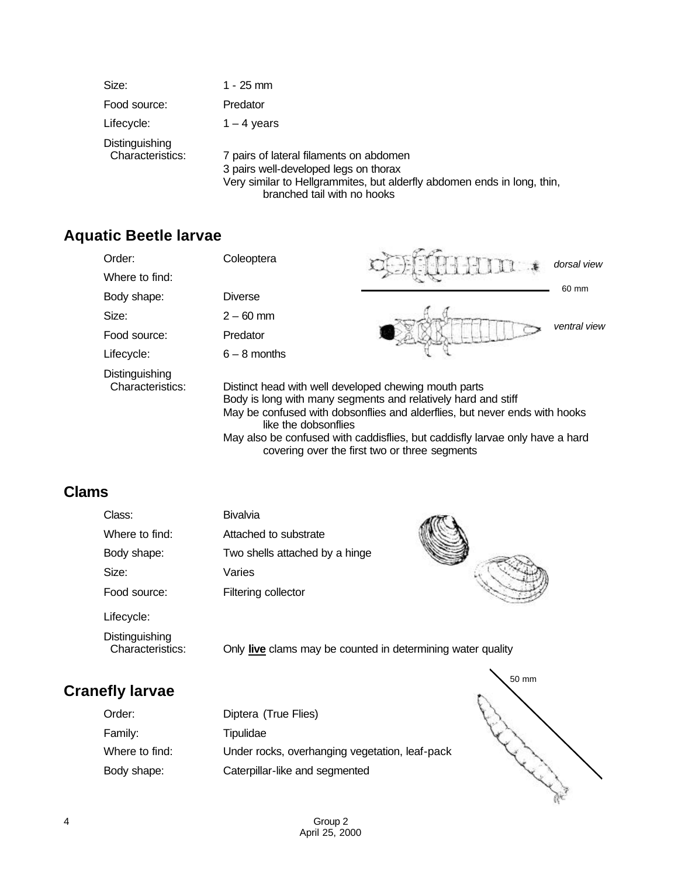| | |
|---|---|
| Size: | 1 - 25 mm |
| Food source: | Predator |
| Lifecycle: | 1 – 4 years |
| Distinguishing Characteristics: | 7 pairs of lateral filaments on abdomen<br>3 pairs well-developed legs on thorax<br>Very similar to Hellgrammites, but alderfly abdomen ends in long, thin, branched tail with no hooks |

## Aquatic Beetle larvae

| | |
|---|---|
| Order: | Coleoptera |
| Where to find: | |
| Body shape: | Diverse |
| Size: | 2 – 60 mm |
| Food source: | Predator |
| Lifecycle: | 6 – 8 months |
| Distinguishing Characteristics: | Distinct head with well developed chewing mouth parts<br>Body is long with many segments and relatively hard and stiff<br>May be confused with dobsonflies and alderflies, but never ends with hooks like the dobsonflies<br>May also be confused with caddisflies, but caddisfly larvae only have a hard covering over the first two or three segments |

*dorsal view*

60 mm

*ventral view*

## Clams

| | |
|---|---|
| Class: | Bivalvia |
| Where to find: | Attached to substrate |
| Body shape: | Two shells attached by a hinge |
| Size: | Varies |
| Food source: | Filtering collector |
| Lifecycle: | |
| Distinguishing Characteristics: | Only **live** clams may be counted in determining water quality |

## Cranefly larvae

50 mm

| | |
|---|---|
| Order: | Diptera (True Flies) |
| Family: | Tipulidae |
| Where to find: | Under rocks, overhanging vegetation, leaf-pack |
| Body shape: | Caterpillar-like and segmented |

Group 2
April 25, 2000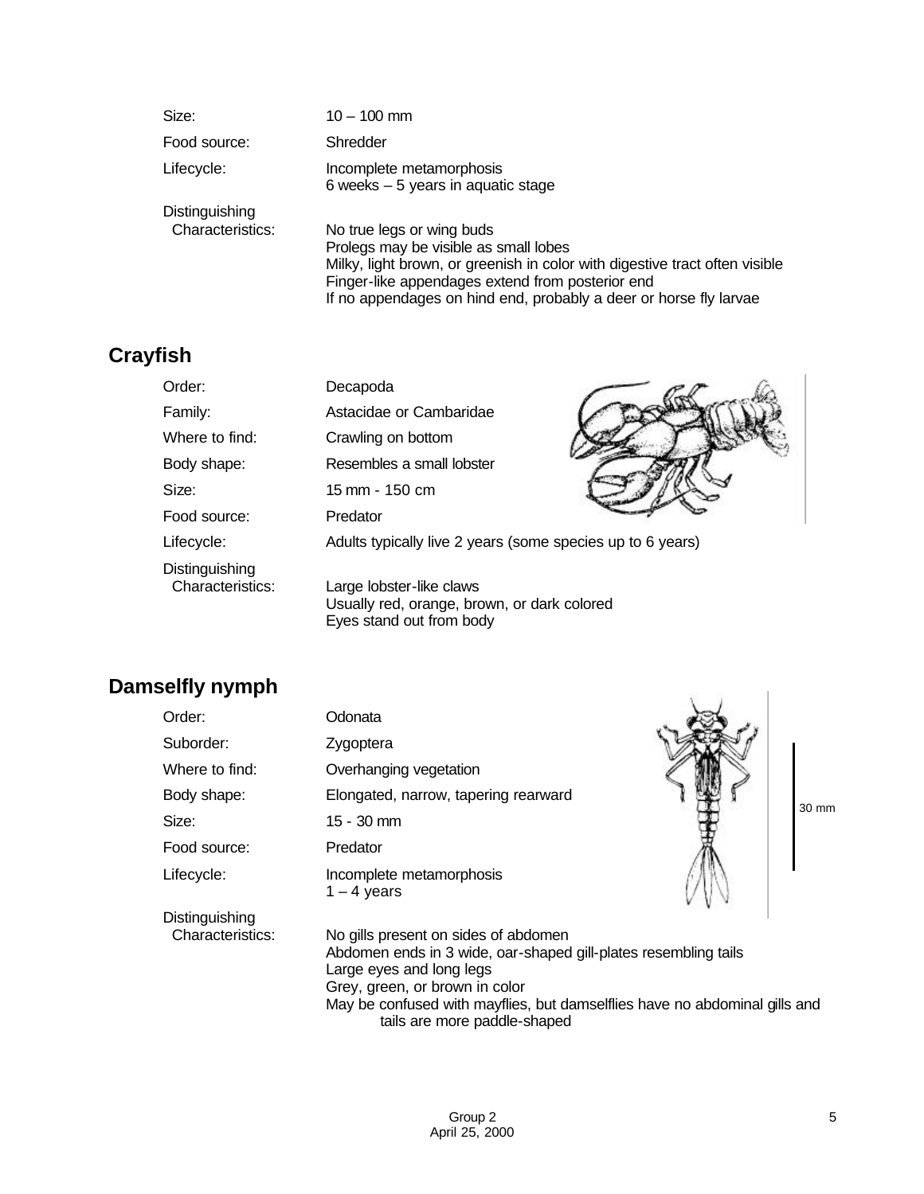| | |
|---|---|
| Size: | 10 – 100 mm |
| Food source: | Shredder |
| Lifecycle: | Incomplete metamorphosis<br>6 weeks – 5 years in aquatic stage |
| Distinguishing Characteristics: | No true legs or wing buds<br>Prolegs may be visible as small lobes<br>Milky, light brown, or greenish in color with digestive tract often visible<br>Finger-like appendages extend from posterior end<br>If no appendages on hind end, probably a deer or horse fly larvae |

## Crayfish

| | |
|---|---|
| Order: | Decapoda |
| Family: | Astacidae or Cambaridae |
| Where to find: | Crawling on bottom |
| Body shape: | Resembles a small lobster |
| Size: | 15 mm - 150 cm |
| Food source: | Predator |
| Lifecycle: | Adults typically live 2 years (some species up to 6 years) |
| Distinguishing Characteristics: | Large lobster-like claws<br>Usually red, orange, brown, or dark colored<br>Eyes stand out from body |

## Damselfly nymph

| | |
|---|---|
| Order: | Odonata |
| Suborder: | Zygoptera |
| Where to find: | Overhanging vegetation |
| Body shape: | Elongated, narrow, tapering rearward |
| Size: | 15 - 30 mm |
| Food source: | Predator |
| Lifecycle: | Incomplete metamorphosis<br>1 – 4 years |
| Distinguishing Characteristics: | No gills present on sides of abdomen<br>Abdomen ends in 3 wide, oar-shaped gill-plates resembling tails<br>Large eyes and long legs<br>Grey, green, or brown in color<br>May be confused with mayflies, but damselflies have no abdominal gills and tails are more paddle-shaped |

30 mm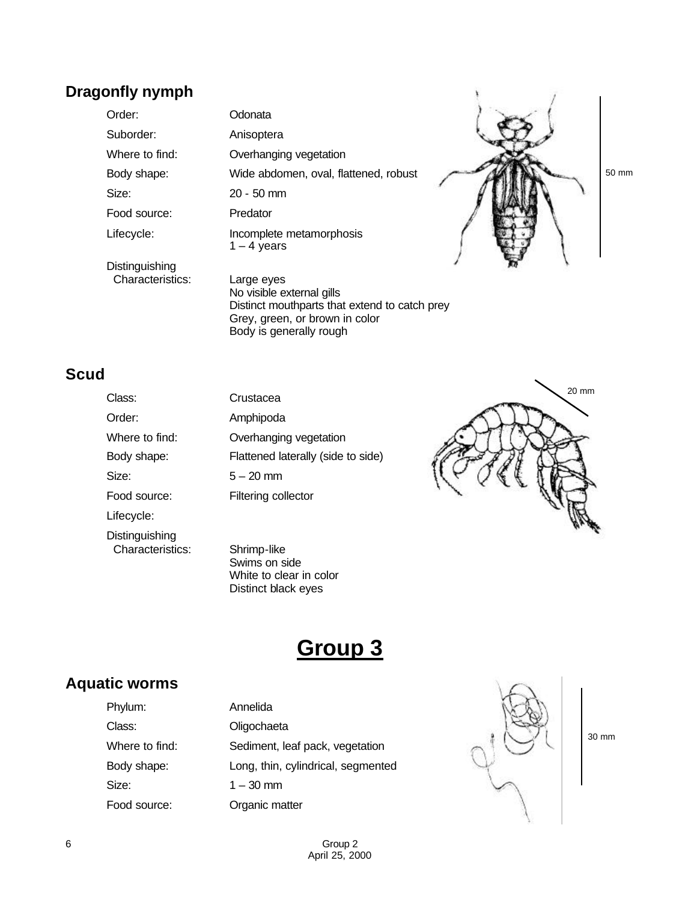## Dragonfly nymph

| | |
|---|---|
| Order: | Odonata |
| Suborder: | Anisoptera |
| Where to find: | Overhanging vegetation |
| Body shape: | Wide abdomen, oval, flattened, robust |
| Size: | 20 - 50 mm |
| Food source: | Predator |
| Lifecycle: | Incomplete metamorphosis<br>1 – 4 years |
| Distinguishing Characteristics: | Large eyes<br>No visible external gills<br>Distinct mouthparts that extend to catch prey<br>Grey, green, or brown in color<br>Body is generally rough |

50 mm

## Scud

| | |
|---|---|
| Class: | Crustacea |
| Order: | Amphipoda |
| Where to find: | Overhanging vegetation |
| Body shape: | Flattened laterally (side to side) |
| Size: | 5 – 20 mm |
| Food source: | Filtering collector |
| Lifecycle: | |
| Distinguishing Characteristics: | Shrimp-like<br>Swims on side<br>White to clear in color<br>Distinct black eyes |

20 mm

# Group 3

## Aquatic worms

| | |
|---|---|
| Phylum: | Annelida |
| Class: | Oligochaeta |
| Where to find: | Sediment, leaf pack, vegetation |
| Body shape: | Long, thin, cylindrical, segmented |
| Size: | 1 – 30 mm |
| Food source: | Organic matter |

30 mm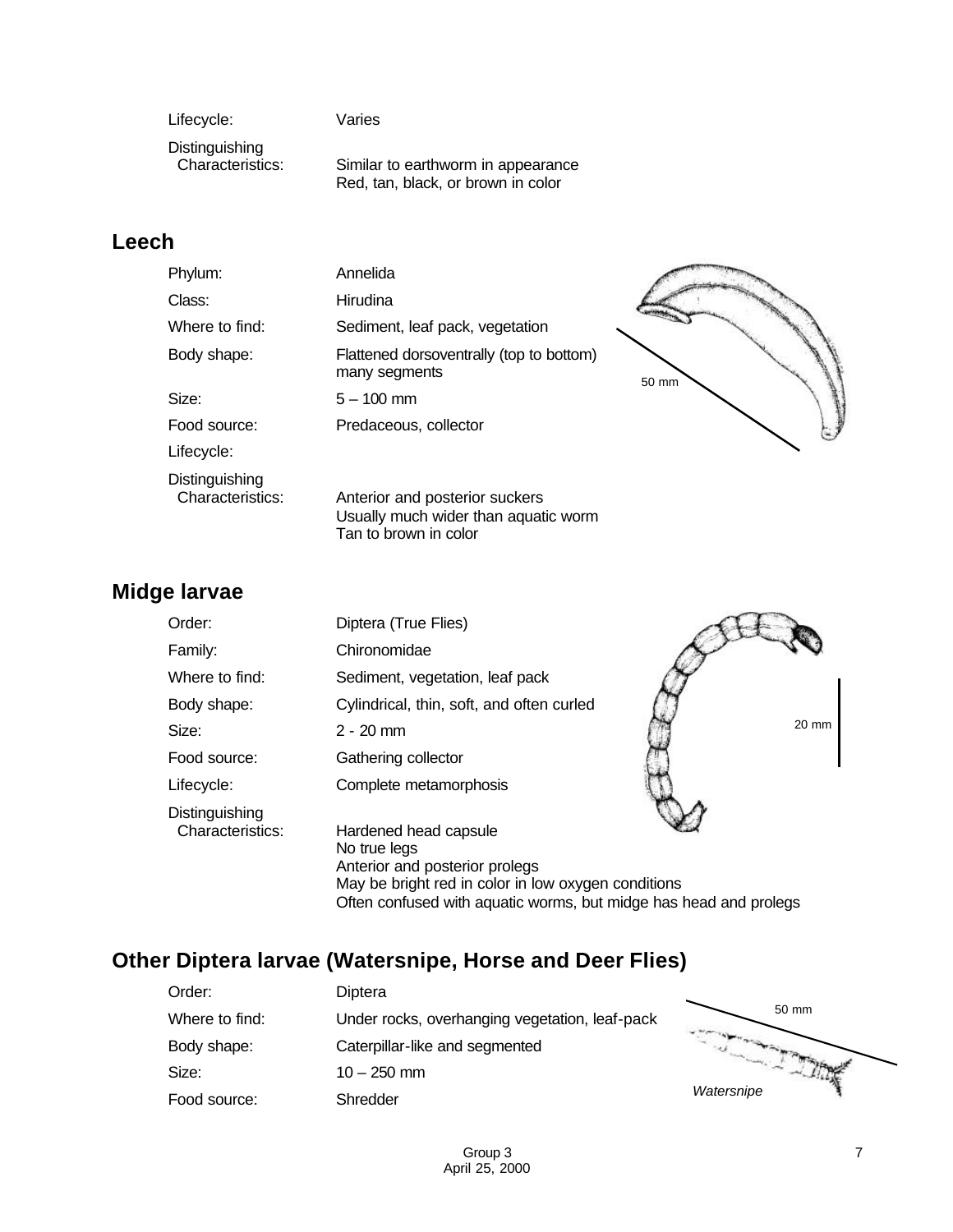| | |
|---|---|
| Lifecycle: | Varies |
| Distinguishing Characteristics: | Similar to earthworm in appearance<br>Red, tan, black, or brown in color |

## Leech

| | |
|---|---|
| Phylum: | Annelida |
| Class: | Hirudina |
| Where to find: | Sediment, leaf pack, vegetation |
| Body shape: | Flattened dorsoventrally (top to bottom)<br>many segments |
| Size: | 5 – 100 mm |
| Food source: | Predaceous, collector |
| Lifecycle: | |
| Distinguishing Characteristics: | Anterior and posterior suckers<br>Usually much wider than aquatic worm<br>Tan to brown in color |

50 mm

## Midge larvae

| | |
|---|---|
| Order: | Diptera (True Flies) |
| Family: | Chironomidae |
| Where to find: | Sediment, vegetation, leaf pack |
| Body shape: | Cylindrical, thin, soft, and often curled |
| Size: | 2 - 20 mm |
| Food source: | Gathering collector |
| Lifecycle: | Complete metamorphosis |
| Distinguishing Characteristics: | Hardened head capsule<br>No true legs<br>Anterior and posterior prolegs<br>May be bright red in color in low oxygen conditions<br>Often confused with aquatic worms, but midge has head and prolegs |

20 mm

## Other Diptera larvae (Watersnipe, Horse and Deer Flies)

| | |
|---|---|
| Order: | Diptera |
| Where to find: | Under rocks, overhanging vegetation, leaf-pack |
| Body shape: | Caterpillar-like and segmented |
| Size: | 10 – 250 mm |
| Food source: | Shredder |

50 mm

*Watersnipe*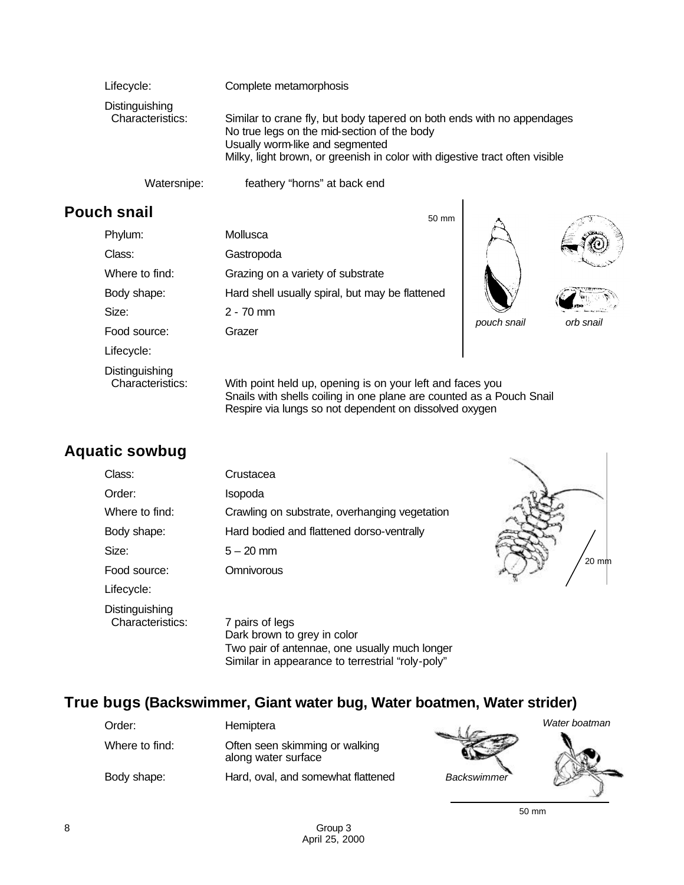Lifecycle: Complete metamorphosis

Distinguishing Characteristics: Similar to crane fly, but body tapered on both ends with no appendages
No true legs on the mid-section of the body
Usually worm-like and segmented
Milky, light brown, or greenish in color with digestive tract often visible

Watersnipe: feathery "horns" at back end

## Pouch snail

| | |
|---|---|
| Phylum: | Mollusca |
| Class: | Gastropoda |
| Where to find: | Grazing on a variety of substrate |
| Body shape: | Hard shell usually spiral, but may be flattened |
| Size: | 2 - 70 mm |
| Food source: | Grazer |
| Lifecycle: | |
| Distinguishing Characteristics: | With point held up, opening is on your left and faces you<br>Snails with shells coiling in one plane are counted as a Pouch Snail<br>Respire via lungs so not dependent on dissolved oxygen |

50 mm

*pouch snail* *orb snail*

## Aquatic sowbug

| | |
|---|---|
| Class: | Crustacea |
| Order: | Isopoda |
| Where to find: | Crawling on substrate, overhanging vegetation |
| Body shape: | Hard bodied and flattened dorso-ventrally |
| Size: | 5 – 20 mm |
| Food source: | Omnivorous |
| Lifecycle: | |
| Distinguishing Characteristics: | 7 pairs of legs<br>Dark brown to grey in color<br>Two pair of antennae, one usually much longer<br>Similar in appearance to terrestrial "roly-poly" |

20 mm

## True bugs (Backswimmer, Giant water bug, Water boatmen, Water strider)

| | |
|---|---|
| Order: | Hemiptera |
| Where to find: | Often seen skimming or walking along water surface |
| Body shape: | Hard, oval, and somewhat flattened |

*Backswimmer* *Water boatman*

50 mm

Group 3
April 25, 2000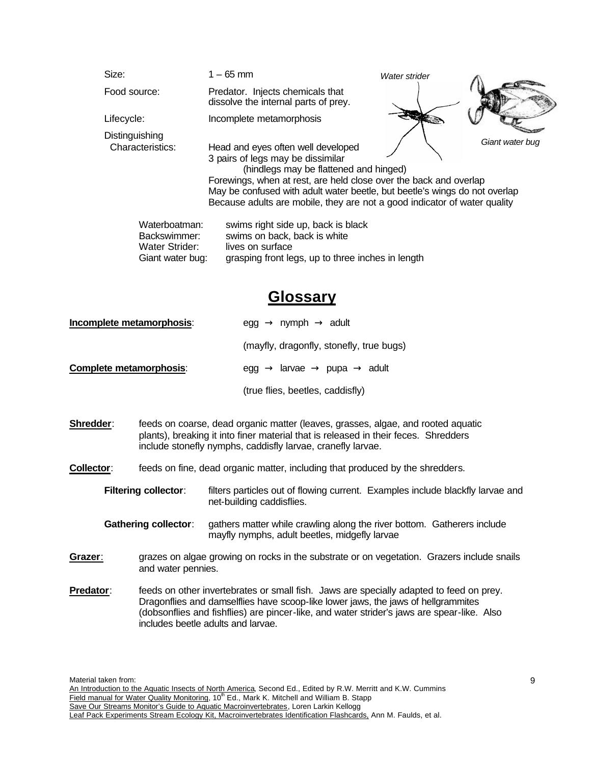Size: 1 – 65 mm

Food source: Predator. Injects chemicals that dissolve the internal parts of prey.

Lifecycle: Incomplete metamorphosis

Distinguishing Characteristics: Head and eyes often well developed
3 pairs of legs may be dissimilar
(hindlegs may be flattened and hinged)
Forewings, when at rest, are held close over the back and overlap
May be confused with adult water beetle, but beetle's wings do not overlap
Because adults are mobile, they are not a good indicator of water quality

*Water strider*

*Giant water bug*

| | |
|---|---|
| Waterboatman: | swims right side up, back is black |
| Backswimmer: | swims on back, back is white |
| Water Strider: | lives on surface |
| Giant water bug: | grasping front legs, up to three inches in length |

## Glossary

**Incomplete metamorphosis**: egg → nymph → adult

(mayfly, dragonfly, stonefly, true bugs)

**Complete metamorphosis**: egg → larvae → pupa → adult

(true flies, beetles, caddisfly)

**Shredder**: feeds on coarse, dead organic matter (leaves, grasses, algae, and rooted aquatic plants), breaking it into finer material that is released in their feces. Shredders include stonefly nymphs, caddisfly larvae, cranefly larvae.

**Collector**: feeds on fine, dead organic matter, including that produced by the shredders.

- **Filtering collector**: filters particles out of flowing current. Examples include blackfly larvae and net-building caddisflies.
- **Gathering collector**: gathers matter while crawling along the river bottom. Gatherers include mayfly nymphs, adult beetles, midgefly larvae

**Grazer**: grazes on algae growing on rocks in the substrate or on vegetation. Grazers include snails and water pennies.

**Predator**: feeds on other invertebrates or small fish. Jaws are specially adapted to feed on prey. Dragonflies and damselflies have scoop-like lower jaws, the jaws of hellgrammites (dobsonflies and fishflies) are pincer-like, and water strider's jaws are spear-like. Also includes beetle adults and larvae.

Material taken from:
An Introduction to the Aquatic Insects of North America, Second Ed., Edited by R.W. Merritt and K.W. Cummins
Field manual for Water Quality Monitoring, 10th Ed., Mark K. Mitchell and William B. Stapp
Save Our Streams Monitor's Guide to Aquatic Macroinvertebrates, Loren Larkin Kellogg
Leaf Pack Experiments Stream Ecology Kit, Macroinvertebrates Identification Flashcards, Ann M. Faulds, et al.